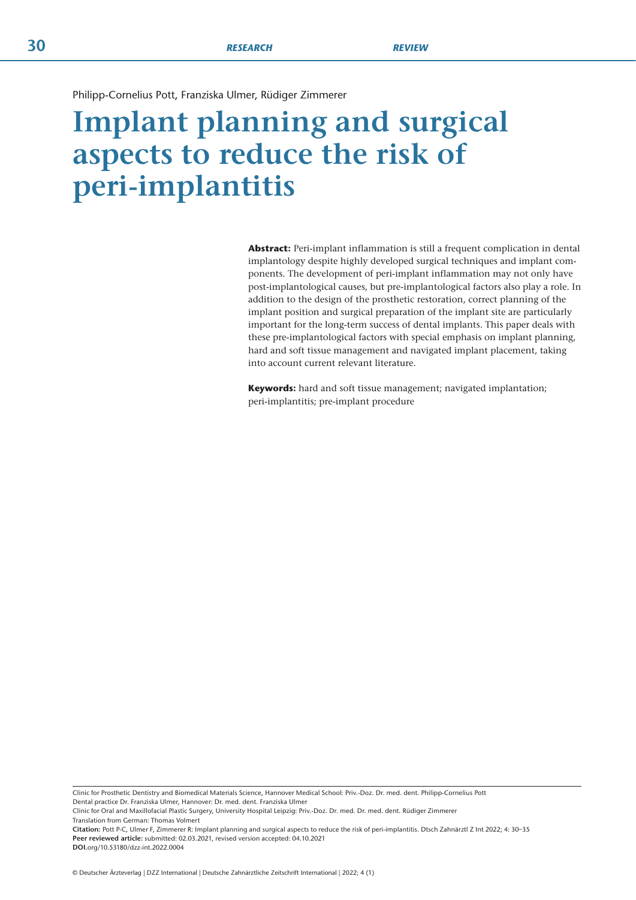Philipp-Cornelius Pott, Franziska Ulmer, Rüdiger Zimmerer

# Implant planning and surgical aspects to reduce the risk of peri-implantitis

**Abstract:** Peri-implant inflammation is still a frequent complication in dental implantology despite highly developed surgical techniques and implant components. The development of peri-implant inflammation may not only have post-implantological causes, but pre-implantological factors also play a role. In addition to the design of the prosthetic restoration, correct planning of the implant position and surgical preparation of the implant site are particularly important for the long-term success of dental implants. This paper deals with these pre-implantological factors with special emphasis on implant planning, hard and soft tissue management and navigated implant placement, taking into account current relevant literature.

**Keywords:** hard and soft tissue management; navigated implantation; peri-implantitis; pre-implant procedure

Clinic for Prosthetic Dentistry and Biomedical Materials Science, Hannover Medical School: Priv.-Doz. Dr. med. dent. Philipp-Cornelius Pott
Dental practice Dr. Franziska Ulmer, Hannover: Dr. med. dent. Franziska Ulmer
Clinic for Oral and Maxillofacial Plastic Surgery, University Hospital Leipzig: Priv.-Doz. Dr. med. Dr. med. dent. Rüdiger Zimmerer
Translation from German: Thomas Volmert

**Citation:** Pott P-C, Ulmer F, Zimmerer R: Implant planning and surgical aspects to reduce the risk of peri-implantitis. Dtsch Zahnärztl Z Int 2022; 4: 30–35
**Peer reviewed article:** submitted: 02.03.2021, revised version accepted: 04.10.2021
**DOI**.org/10.53180/dzz-int.2022.0004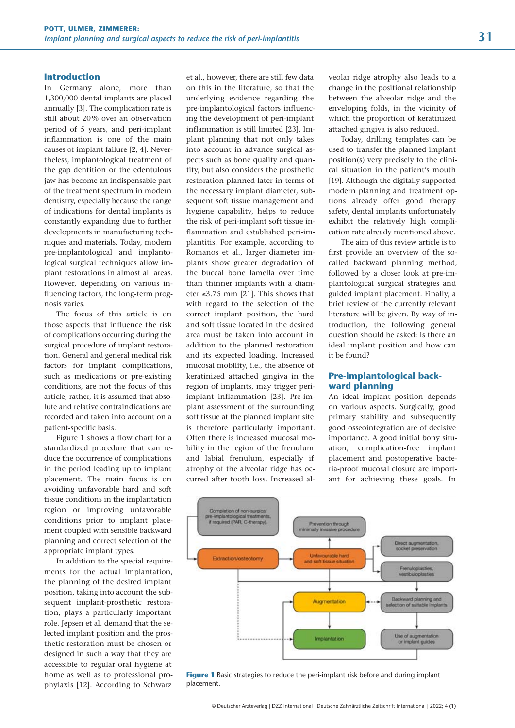## Introduction

In Germany alone, more than 1,300,000 dental implants are placed annually [3]. The complication rate is still about 20 % over an observation period of 5 years, and peri-implant inflammation is one of the main causes of implant failure [2, 4]. Nevertheless, implantological treatment of the gap dentition or the edentulous jaw has become an indispensable part of the treatment spectrum in modern dentistry, especially because the range of indications for dental implants is constantly expanding due to further developments in manufacturing techniques and materials. Today, modern pre-implantological and implantological surgical techniques allow implant restorations in almost all areas. However, depending on various influencing factors, the long-term prognosis varies.

The focus of this article is on those aspects that influence the risk of complications occurring during the surgical procedure of implant restoration. General and general medical risk factors for implant complications, such as medications or pre-existing conditions, are not the focus of this article; rather, it is assumed that absolute and relative contraindications are recorded and taken into account on a patient-specific basis.

Figure 1 shows a flow chart for a standardized procedure that can reduce the occurrence of complications in the period leading up to implant placement. The main focus is on avoiding unfavorable hard and soft tissue conditions in the implantation region or improving unfavorable conditions prior to implant placement coupled with sensible backward planning and correct selection of the appropriate implant types.

In addition to the special requirements for the actual implantation, the planning of the desired implant position, taking into account the subsequent implant-prosthetic restoration, plays a particularly important role. Jepsen et al. demand that the selected implant position and the prosthetic restoration must be chosen or designed in such a way that they are accessible to regular oral hygiene at home as well as to professional prophylaxis [12]. According to Schwarz et al., however, there are still few data on this in the literature, so that the underlying evidence regarding the pre-implantological factors influencing the development of peri-implant inflammation is still limited [23]. Implant planning that not only takes into account in advance surgical aspects such as bone quality and quantity, but also considers the prosthetic restoration planned later in terms of the necessary implant diameter, subsequent soft tissue management and hygiene capability, helps to reduce the risk of peri-implant soft tissue inflammation and established peri-implantitis. For example, according to Romanos et al., larger diameter implants show greater degradation of the buccal bone lamella over time than thinner implants with a diameter ≤3.75 mm [21]. This shows that with regard to the selection of the correct implant position, the hard and soft tissue located in the desired area must be taken into account in addition to the planned restoration and its expected loading. Increased mucosal mobility, i.e., the absence of keratinized attached gingiva in the region of implants, may trigger peri-implant inflammation [23]. Pre-implant assessment of the surrounding soft tissue at the planned implant site is therefore particularly important. Often there is increased mucosal mobility in the region of the frenulum and labial frenulum, especially if atrophy of the alveolar ridge has occurred after tooth loss. Increased alveolar ridge atrophy also leads to a change in the positional relationship between the alveolar ridge and the enveloping folds, in the vicinity of which the proportion of keratinized attached gingiva is also reduced.

Today, drilling templates can be used to transfer the planned implant position(s) very precisely to the clinical situation in the patient's mouth [19]. Although the digitally supported modern planning and treatment options already offer good therapy safety, dental implants unfortunately exhibit the relatively high complication rate already mentioned above.

The aim of this review article is to first provide an overview of the so-called backward planning method, followed by a closer look at pre-implantological surgical strategies and guided implant placement. Finally, a brief review of the currently relevant literature will be given. By way of introduction, the following general question should be asked: Is there an ideal implant position and how can it be found?

## Pre-implantological backward planning

An ideal implant position depends on various aspects. Surgically, good primary stability and subsequently good osseointegration are of decisive importance. A good initial bony situation, complication-free implant placement and postoperative bacteria-proof mucosal closure are important for achieving these goals. In

Completion of non-surgical pre-implantological treatments, if required (PAR, C-therapy). → Extraction/osteotomy → Unfavourable hard and soft tissue situation (Prevention through minimally invasive procedure) → Direct augmentation, socket preservation; Frenuloplasties, vestibuloplasties → Augmentation ← Backward planning and selection of suitable implants → Implantation ← Use of augmentation or implant guides

**Figure 1** Basic strategies to reduce the peri-implant risk before and during implant placement.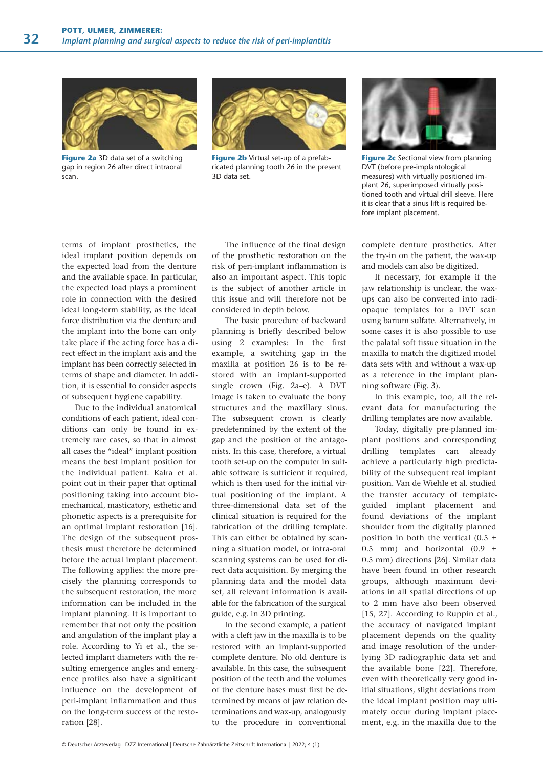**Figure 2a** 3D data set of a switching gap in region 26 after direct intraoral scan.

**Figure 2b** Virtual set-up of a prefabricated planning tooth 26 in the present 3D data set.

**Figure 2c** Sectional view from planning DVT (before pre-implantological measures) with virtually positioned implant 26, superimposed virtually positioned tooth and virtual drill sleeve. Here it is clear that a sinus lift is required before implant placement.

terms of implant prosthetics, the ideal implant position depends on the expected load from the denture and the available space. In particular, the expected load plays a prominent role in connection with the desired ideal long-term stability, as the ideal force distribution via the denture and the implant into the bone can only take place if the acting force has a direct effect in the implant axis and the implant has been correctly selected in terms of shape and diameter. In addition, it is essential to consider aspects of subsequent hygiene capability.

Due to the individual anatomical conditions of each patient, ideal conditions can only be found in extremely rare cases, so that in almost all cases the "ideal" implant position means the best implant position for the individual patient. Kalra et al. point out in their paper that optimal positioning taking into account biomechanical, masticatory, esthetic and phonetic aspects is a prerequisite for an optimal implant restoration [16]. The design of the subsequent prosthesis must therefore be determined before the actual implant placement. The following applies: the more precisely the planning corresponds to the subsequent restoration, the more information can be included in the implant planning. It is important to remember that not only the position and angulation of the implant play a role. According to Yi et al., the selected implant diameters with the resulting emergence angles and emergence profiles also have a significant influence on the development of peri-implant inflammation and thus on the long-term success of the restoration [28].

The influence of the final design of the prosthetic restoration on the risk of peri-implant inflammation is also an important aspect. This topic is the subject of another article in this issue and will therefore not be considered in depth below.

The basic procedure of backward planning is briefly described below using 2 examples: In the first example, a switching gap in the maxilla at position 26 is to be restored with an implant-supported single crown (Fig. 2a–e). A DVT image is taken to evaluate the bony structures and the maxillary sinus. The subsequent crown is clearly predetermined by the extent of the gap and the position of the antagonists. In this case, therefore, a virtual tooth set-up on the computer in suitable software is sufficient if required, which is then used for the initial virtual positioning of the implant. A three-dimensional data set of the clinical situation is required for the fabrication of the drilling template. This can either be obtained by scanning a situation model, or intra-oral scanning systems can be used for direct data acquisition. By merging the planning data and the model data set, all relevant information is available for the fabrication of the surgical guide, e.g. in 3D printing.

In the second example, a patient with a cleft jaw in the maxilla is to be restored with an implant-supported complete denture. No old denture is available. In this case, the subsequent position of the teeth and the volumes of the denture bases must first be determined by means of jaw relation determinations and wax-up, analogously to the procedure in conventional complete denture prosthetics. After the try-in on the patient, the wax-up and models can also be digitized.

If necessary, for example if the jaw relationship is unclear, the wax-ups can also be converted into radiopaque templates for a DVT scan using barium sulfate. Alternatively, in some cases it is also possible to use the palatal soft tissue situation in the maxilla to match the digitized model data sets with and without a wax-up as a reference in the implant planning software (Fig. 3).

In this example, too, all the relevant data for manufacturing the drilling templates are now available.

Today, digitally pre-planned implant positions and corresponding drilling templates can already achieve a particularly high predictability of the subsequent real implant position. Van de Wiehle et al. studied the transfer accuracy of template-guided implant placement and found deviations of the implant shoulder from the digitally planned position in both the vertical (0.5 ± 0.5 mm) and horizontal (0.9 ± 0.5 mm) directions [26]. Similar data have been found in other research groups, although maximum deviations in all spatial directions of up to 2 mm have also been observed [15, 27]. According to Ruppin et al., the accuracy of navigated implant placement depends on the quality and image resolution of the underlying 3D radiographic data set and the available bone [22]. Therefore, even with theoretically very good initial situations, slight deviations from the ideal implant position may ultimately occur during implant placement, e.g. in the maxilla due to the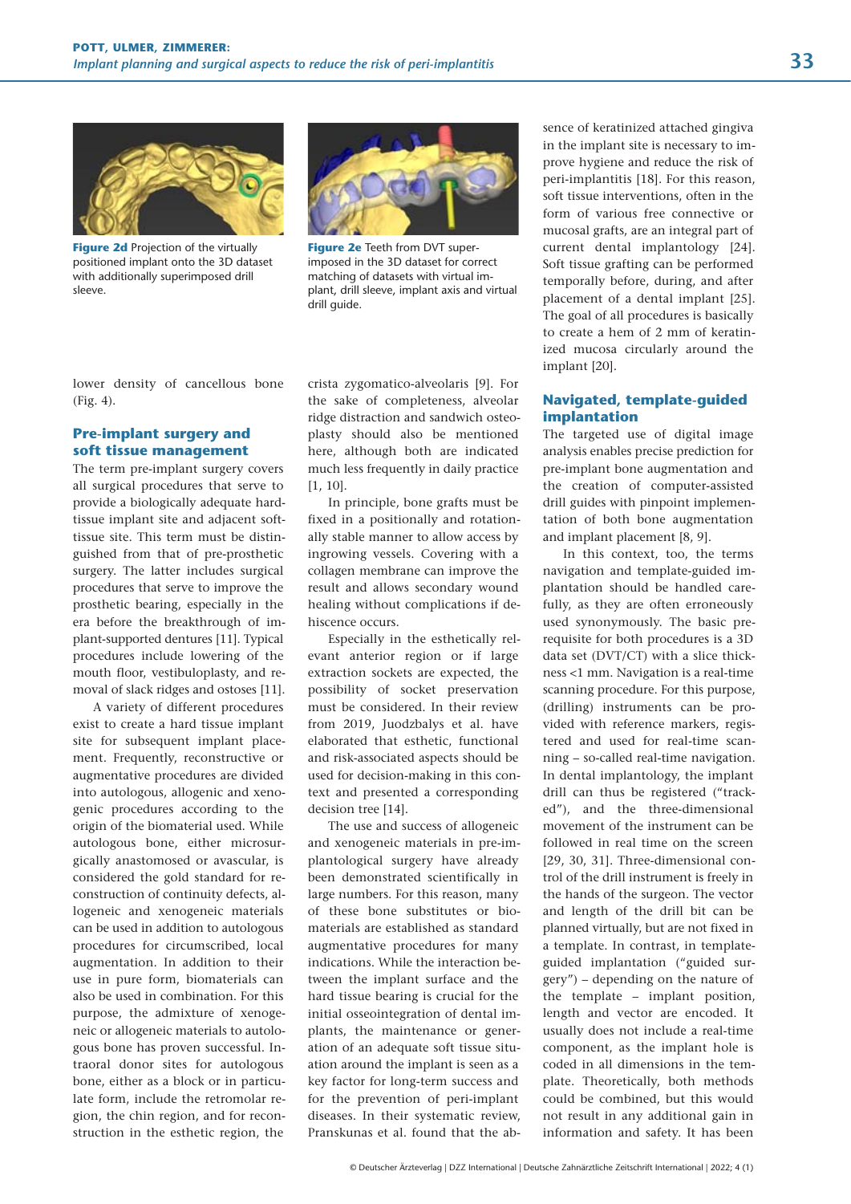**Figure 2d** Projection of the virtually positioned implant onto the 3D dataset with additionally superimposed drill sleeve.

**Figure 2e** Teeth from DVT superimposed in the 3D dataset for correct matching of datasets with virtual implant, drill sleeve, implant axis and virtual drill guide.

lower density of cancellous bone (Fig. 4).

## Pre-implant surgery and soft tissue management

The term pre-implant surgery covers all surgical procedures that serve to provide a biologically adequate hard-tissue implant site and adjacent soft-tissue site. This term must be distinguished from that of pre-prosthetic surgery. The latter includes surgical procedures that serve to improve the prosthetic bearing, especially in the era before the breakthrough of implant-supported dentures [11]. Typical procedures include lowering of the mouth floor, vestibuloplasty, and removal of slack ridges and ostoses [11].

A variety of different procedures exist to create a hard tissue implant site for subsequent implant placement. Frequently, reconstructive or augmentative procedures are divided into autologous, allogenic and xenogenic procedures according to the origin of the biomaterial used. While autologous bone, either microsurgically anastomosed or avascular, is considered the gold standard for reconstruction of continuity defects, allogeneic and xenogeneic materials can be used in addition to autologous procedures for circumscribed, local augmentation. In addition to their use in pure form, biomaterials can also be used in combination. For this purpose, the admixture of xenogeneic or allogeneic materials to autologous bone has proven successful. Intraoral donor sites for autologous bone, either as a block or in particulate form, include the retromolar region, the chin region, and for reconstruction in the esthetic region, the crista zygomatico-alveolaris [9]. For the sake of completeness, alveolar ridge distraction and sandwich osteoplasty should also be mentioned here, although both are indicated much less frequently in daily practice [1, 10].

In principle, bone grafts must be fixed in a positionally and rotationally stable manner to allow access by ingrowing vessels. Covering with a collagen membrane can improve the result and allows secondary wound healing without complications if dehiscence occurs.

Especially in the esthetically relevant anterior region or if large extraction sockets are expected, the possibility of socket preservation must be considered. In their review from 2019, Juodzbalys et al. have elaborated that esthetic, functional and risk-associated aspects should be used for decision-making in this context and presented a corresponding decision tree [14].

The use and success of allogeneic and xenogeneic materials in pre-implantological surgery have already been demonstrated scientifically in large numbers. For this reason, many of these bone substitutes or biomaterials are established as standard augmentative procedures for many indications. While the interaction between the implant surface and the hard tissue bearing is crucial for the initial osseointegration of dental implants, the maintenance or generation of an adequate soft tissue situation around the implant is seen as a key factor for long-term success and for the prevention of peri-implant diseases. In their systematic review, Pranskunas et al. found that the absence of keratinized attached gingiva in the implant site is necessary to improve hygiene and reduce the risk of peri-implantitis [18]. For this reason, soft tissue interventions, often in the form of various free connective or mucosal grafts, are an integral part of current dental implantology [24]. Soft tissue grafting can be performed temporally before, during, and after placement of a dental implant [25]. The goal of all procedures is basically to create a hem of 2 mm of keratinized mucosa circularly around the implant [20].

## Navigated, template-guided implantation

The targeted use of digital image analysis enables precise prediction for pre-implant bone augmentation and the creation of computer-assisted drill guides with pinpoint implementation of both bone augmentation and implant placement [8, 9].

In this context, too, the terms navigation and template-guided implantation should be handled carefully, as they are often erroneously used synonymously. The basic prerequisite for both procedures is a 3D data set (DVT/CT) with a slice thickness <1 mm. Navigation is a real-time scanning procedure. For this purpose, (drilling) instruments can be provided with reference markers, registered and used for real-time scanning – so-called real-time navigation. In dental implantology, the implant drill can thus be registered ("tracked"), and the three-dimensional movement of the instrument can be followed in real time on the screen [29, 30, 31]. Three-dimensional control of the drill instrument is freely in the hands of the surgeon. The vector and length of the drill bit can be planned virtually, but are not fixed in a template. In contrast, in template-guided implantation ("guided surgery") – depending on the nature of the template – implant position, length and vector are encoded. It usually does not include a real-time component, as the implant hole is coded in all dimensions in the template. Theoretically, both methods could be combined, but this would not result in any additional gain in information and safety. It has been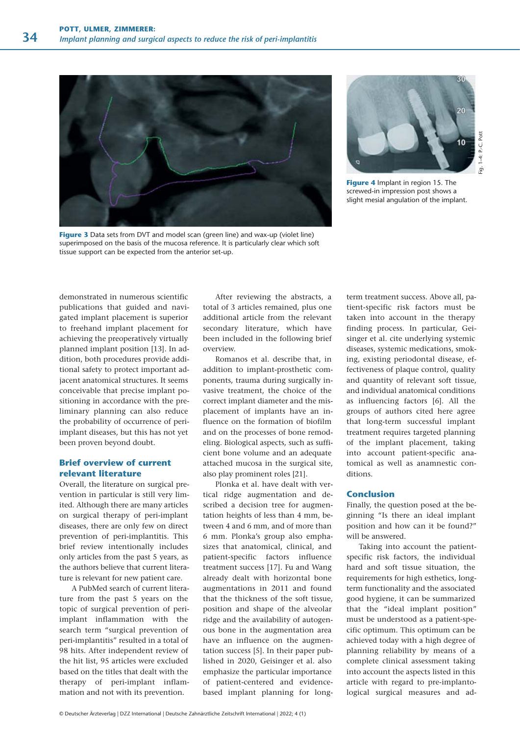**Figure 3** Data sets from DVT and model scan (green line) and wax-up (violet line) superimposed on the basis of the mucosa reference. It is particularly clear which soft tissue support can be expected from the anterior set-up.

**Figure 4** Implant in region 15. The screwed-in impression post shows a slight mesial angulation of the implant.

Fig. 1–4: P.-C. Pott

demonstrated in numerous scientific publications that guided and navigated implant placement is superior to freehand implant placement for achieving the preoperatively virtually planned implant position [13]. In addition, both procedures provide additional safety to protect important adjacent anatomical structures. It seems conceivable that precise implant positioning in accordance with the preliminary planning can also reduce the probability of occurrence of peri-implant diseases, but this has not yet been proven beyond doubt.

## Brief overview of current relevant literature

Overall, the literature on surgical prevention in particular is still very limited. Although there are many articles on surgical therapy of peri-implant diseases, there are only few on direct prevention of peri-implantitis. This brief review intentionally includes only articles from the past 5 years, as the authors believe that current literature is relevant for new patient care.

A PubMed search of current literature from the past 5 years on the topic of surgical prevention of peri-implant inflammation with the search term "surgical prevention of peri-implantitis" resulted in a total of 98 hits. After independent review of the hit list, 95 articles were excluded based on the titles that dealt with the therapy of peri-implant inflammation and not with its prevention.

After reviewing the abstracts, a total of 3 articles remained, plus one additional article from the relevant secondary literature, which have been included in the following brief overview.

Romanos et al. describe that, in addition to implant-prosthetic components, trauma during surgically invasive treatment, the choice of the correct implant diameter and the misplacement of implants have an influence on the formation of biofilm and on the processes of bone remodeling. Biological aspects, such as sufficient bone volume and an adequate attached mucosa in the surgical site, also play prominent roles [21].

Plonka et al. have dealt with vertical ridge augmentation and described a decision tree for augmentation heights of less than 4 mm, between 4 and 6 mm, and of more than 6 mm. Plonka's group also emphasizes that anatomical, clinical, and patient-specific factors influence treatment success [17]. Fu and Wang already dealt with horizontal bone augmentations in 2011 and found that the thickness of the soft tissue, position and shape of the alveolar ridge and the availability of autogenous bone in the augmentation area have an influence on the augmentation success [5]. In their paper published in 2020, Geisinger et al. also emphasize the particular importance of patient-centered and evidence-based implant planning for long-term treatment success. Above all, patient-specific risk factors must be taken into account in the therapy finding process. In particular, Geisinger et al. cite underlying systemic diseases, systemic medications, smoking, existing periodontal disease, effectiveness of plaque control, quality and quantity of relevant soft tissue, and individual anatomical conditions as influencing factors [6]. All the groups of authors cited here agree that long-term successful implant treatment requires targeted planning of the implant placement, taking into account patient-specific anatomical as well as anamnestic conditions.

## Conclusion

Finally, the question posed at the beginning "Is there an ideal implant position and how can it be found?" will be answered.

Taking into account the patient-specific risk factors, the individual hard and soft tissue situation, the requirements for high esthetics, long-term functionality and the associated good hygiene, it can be summarized that the "ideal implant position" must be understood as a patient-specific optimum. This optimum can be achieved today with a high degree of planning reliability by means of a complete clinical assessment taking into account the aspects listed in this article with regard to pre-implantological surgical measures and ad-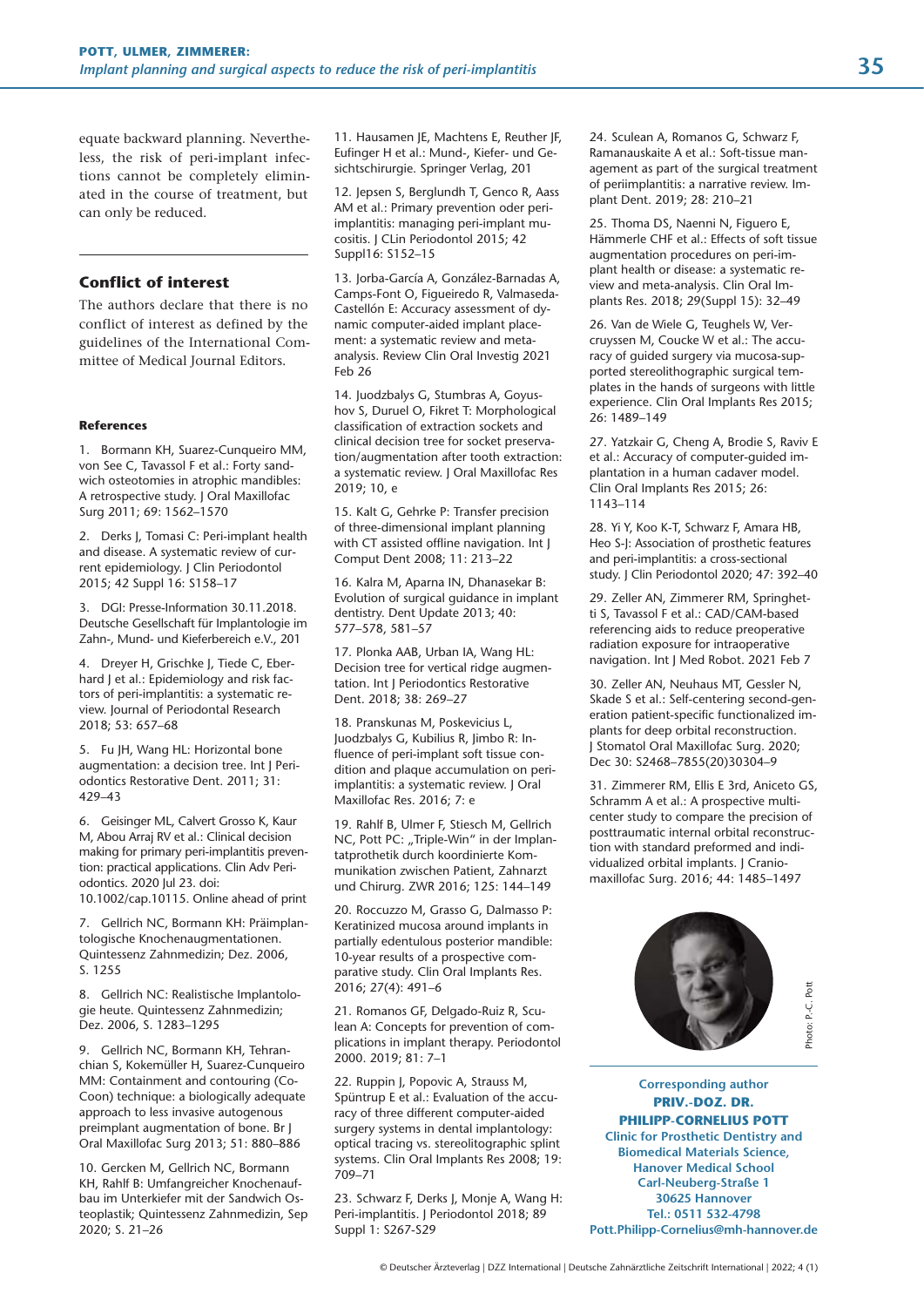equate backward planning. Nevertheless, the risk of peri-implant infections cannot be completely eliminated in the course of treatment, but can only be reduced.

## Conflict of interest

The authors declare that there is no conflict of interest as defined by the guidelines of the International Committee of Medical Journal Editors.

### References

1. Bormann KH, Suarez-Cunqueiro MM, von See C, Tavassol F et al.: Forty sandwich osteotomies in atrophic mandibles: A retrospective study. J Oral Maxillofac Surg 2011; 69: 1562–1570

2. Derks J, Tomasi C: Peri-implant health and disease. A systematic review of current epidemiology. J Clin Periodontol 2015; 42 Suppl 16: S158–17

3. DGI: Presse-Information 30.11.2018. Deutsche Gesellschaft für Implantologie im Zahn-, Mund- und Kieferbereich e.V., 201

4. Dreyer H, Grischke J, Tiede C, Eberhard J et al.: Epidemiology and risk factors of peri-implantitis: a systematic review. Journal of Periodontal Research 2018; 53: 657–68

5. Fu JH, Wang HL: Horizontal bone augmentation: a decision tree. Int J Periodontics Restorative Dent. 2011; 31: 429–43

6. Geisinger ML, Calvert Grosso K, Kaur M, Abou Arraj RV et al.: Clinical decision making for primary peri-implantitis prevention: practical applications. Clin Adv Periodontics. 2020 Jul 23. doi: 10.1002/cap.10115. Online ahead of print

7. Gellrich NC, Bormann KH: Präimplantologische Knochenaugmentationen. Quintessenz Zahnmedizin; Dez. 2006, S. 1255

8. Gellrich NC: Realistische Implantologie heute. Quintessenz Zahnmedizin; Dez. 2006, S. 1283–1295

9. Gellrich NC, Bormann KH, Tehranchian S, Kokemüller H, Suarez-Cunqueiro MM: Containment and contouring (CoCoon) technique: a biologically adequate approach to less invasive autogenous preimplant augmentation of bone. Br J Oral Maxillofac Surg 2013; 51: 880–886

10. Gercken M, Gellrich NC, Bormann KH, Rahlf B: Umfangreicher Knochenaufbau im Unterkiefer mit der Sandwich Osteoplastik; Quintessenz Zahnmedizin, Sep 2020; S. 21–26

11. Hausamen JE, Machtens E, Reuther JF, Eufinger H et al.: Mund-, Kiefer- und Gesichtschirurgie. Springer Verlag, 201

12. Jepsen S, Berglundh T, Genco R, Aass AM et al.: Primary prevention oder peri-implantitis: managing peri-implant mucositis. J CLin Periodontol 2015; 42 Suppl16: S152–15

13. Jorba-García A, González-Barnadas A, Camps-Font O, Figueiredo R, Valmaseda-Castellón E: Accuracy assessment of dynamic computer-aided implant placement: a systematic review and meta-analysis. Review Clin Oral Investig 2021 Feb 26

14. Juodzbalys G, Stumbras A, Goyushov S, Duruel O, Fikret T: Morphological classification of extraction sockets and clinical decision tree for socket preservation/augmentation after tooth extraction: a systematic review. J Oral Maxillofac Res 2019; 10, e

15. Kalt G, Gehrke P: Transfer precision of three-dimensional implant planning with CT assisted offline navigation. Int J Comput Dent 2008; 11: 213–22

16. Kalra M, Aparna IN, Dhanasekar B: Evolution of surgical guidance in implant dentistry. Dent Update 2013; 40: 577–578, 581–57

17. Plonka AAB, Urban IA, Wang HL: Decision tree for vertical ridge augmentation. Int J Periodontics Restorative Dent. 2018; 38: 269–27

18. Pranskunas M, Poskevicius L, Juodzbalys G, Kubilius R, Jimbo R: Influence of peri-implant soft tissue condition and plaque accumulation on peri-implantitis: a systematic review. J Oral Maxillofac Res. 2016; 7: e

19. Rahlf B, Ulmer F, Stiesch M, Gellrich NC, Pott PC: „Triple-Win" in der Implantatprothetik durch koordinierte Kommunikation zwischen Patient, Zahnarzt und Chirurg. ZWR 2016; 125: 144–149

20. Roccuzzo M, Grasso G, Dalmasso P: Keratinized mucosa around implants in partially edentulous posterior mandible: 10-year results of a prospective comparative study. Clin Oral Implants Res. 2016; 27(4): 491–6

21. Romanos GF, Delgado-Ruiz R, Sculean A: Concepts for prevention of complications in implant therapy. Periodontol 2000. 2019; 81: 7–1

22. Ruppin J, Popovic A, Strauss M, Spüntrup E et al.: Evaluation of the accuracy of three different computer-aided surgery systems in dental implantology: optical tracing vs. stereolitographic splint systems. Clin Oral Implants Res 2008; 19: 709–71

23. Schwarz F, Derks J, Monje A, Wang H: Peri-implantitis. J Periodontol 2018; 89 Suppl 1: S267-S29

24. Sculean A, Romanos G, Schwarz F, Ramanauskaite A et al.: Soft-tissue management as part of the surgical treatment of periimplantitis: a narrative review. Implant Dent. 2019; 28: 210–21

25. Thoma DS, Naenni N, Figuero E, Hämmerle CHF et al.: Effects of soft tissue augmentation procedures on peri-implant health or disease: a systematic review and meta-analysis. Clin Oral Implants Res. 2018; 29(Suppl 15): 32–49

26. Van de Wiele G, Teughels W, Vercruyssen M, Coucke W et al.: The accuracy of guided surgery via mucosa-supported stereolithographic surgical templates in the hands of surgeons with little experience. Clin Oral Implants Res 2015; 26: 1489–149

27. Yatzkair G, Cheng A, Brodie S, Raviv E et al.: Accuracy of computer-guided implantation in a human cadaver model. Clin Oral Implants Res 2015; 26: 1143–114

28. Yi Y, Koo K-T, Schwarz F, Amara HB, Heo S-J: Association of prosthetic features and peri-implantitis: a cross-sectional study. J Clin Periodontol 2020; 47: 392–40

29. Zeller AN, Zimmerer RM, Springhetti S, Tavassol F et al.: CAD/CAM-based referencing aids to reduce preoperative radiation exposure for intraoperative navigation. Int J Med Robot. 2021 Feb 7

30. Zeller AN, Neuhaus MT, Gessler N, Skade S et al.: Self-centering second-generation patient-specific functionalized implants for deep orbital reconstruction. J Stomatol Oral Maxillofac Surg. 2020; Dec 30: S2468–7855(20)30304–9

31. Zimmerer RM, Ellis E 3rd, Aniceto GS, Schramm A et al.: A prospective multicenter study to compare the precision of posttraumatic internal orbital reconstruction with standard preformed and individualized orbital implants. J Craniomaxillofac Surg. 2016; 44: 1485–1497

Photo: P.-C. Pott

**Corresponding author**
**PRIV.-DOZ. DR. PHILIPP-CORNELIUS POTT**
**Clinic for Prosthetic Dentistry and Biomedical Materials Science, Hanover Medical School**
**Carl-Neuberg-Straße 1**
**30625 Hannover**
**Tel.: 0511 532-4798**
**Pott.Philipp-Cornelius@mh-hannover.de**